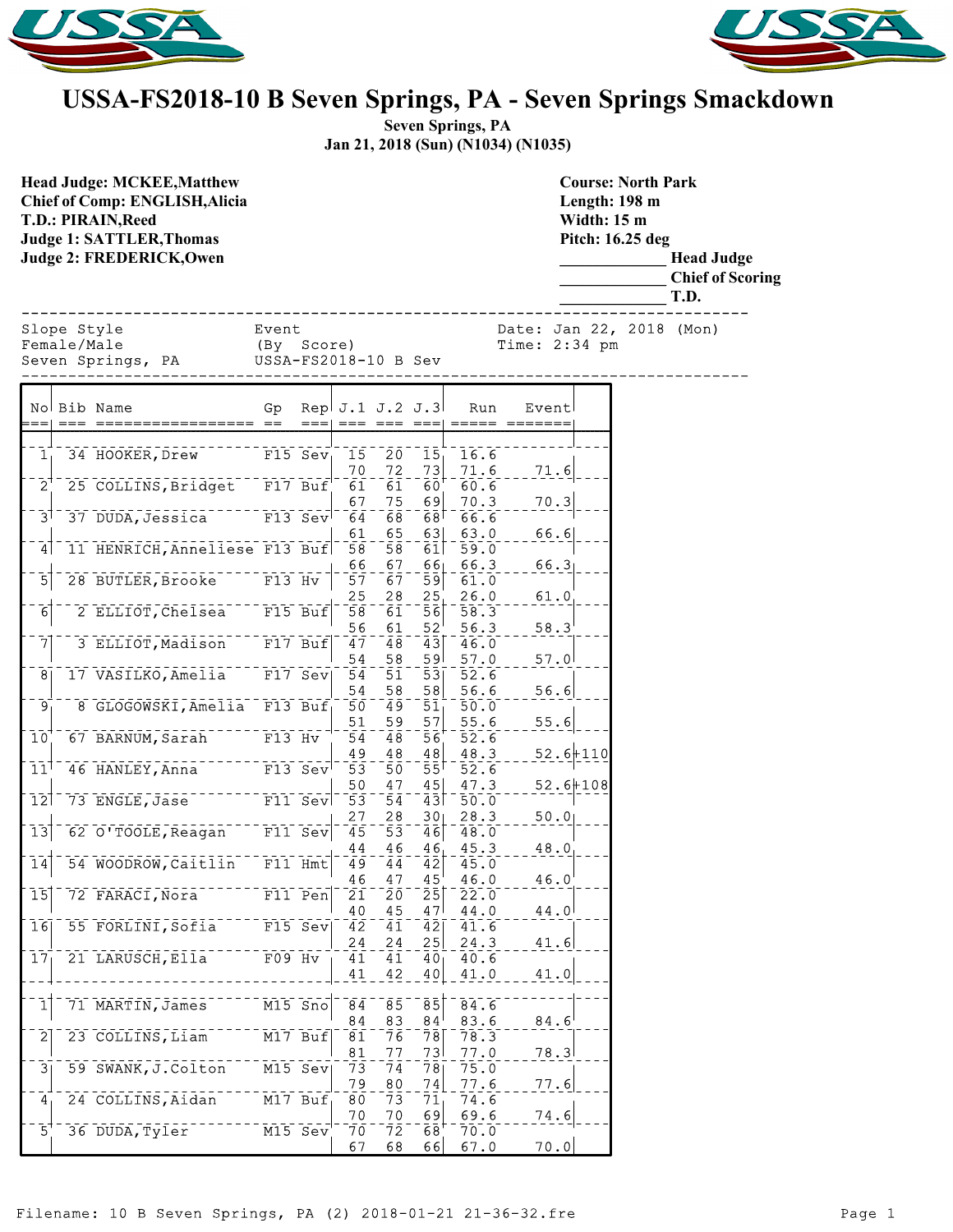# USSA-FS2018-10 B Seven Springs, PA - Seven Springs Smackdown

**Seven Springs, PA**
**Jan 21, 2018 (Sun) (N1034) (N1035)**

**Head Judge: MCKEE,Matthew**
**Chief of Comp: ENGLISH,Alicia**
**T.D.: PIRAIN,Reed**
**Judge 1: SATTLER,Thomas**
**Judge 2: FREDERICK,Owen**

**Course: North Park**
**Length: 198 m**
**Width: 15 m**
**Pitch: 16.25 deg**
_____________ **Head Judge**
_____________ **Chief of Scoring**
_____________ **T.D.**

```
Slope Style              Event                  Date: Jan 22, 2018 (Mon)
Female/Male              (By  Score)            Time: 2:34 pm
Seven Springs, PA        USSA-FS2018-10 B Sev
```

| No | Bib | Name | Gp | Rep | J.1 | J.2 | J.3 | Run | Event | |
|---|---|---|---|---|---|---|---|---|---|---|
| 1 | 34 | HOOKER,Drew | F15 | Sev | 15 | 20 | 15 | 16.6 | | |
| | | | | | 70 | 72 | 73 | 71.6 | 71.6 | |
| 2 | 25 | COLLINS,Bridget | F17 | Buf | 61 | 61 | 60 | 60.6 | | |
| | | | | | 67 | 75 | 69 | 70.3 | 70.3 | |
| 3 | 37 | DUDA,Jessica | F13 | Sev | 64 | 68 | 68 | 66.6 | | |
| | | | | | 61 | 65 | 63 | 63.0 | 66.6 | |
| 4 | 11 | HENRICH,Anneliese | F13 | Buf | 58 | 58 | 61 | 59.0 | | |
| | | | | | 66 | 67 | 66 | 66.3 | 66.3 | |
| 5 | 28 | BUTLER,Brooke | F13 | Hv | 57 | 67 | 59 | 61.0 | | |
| | | | | | 25 | 28 | 25 | 26.0 | 61.0 | |
| 6 | 2 | ELLIOT,Chelsea | F15 | Buf | 58 | 61 | 56 | 58.3 | | |
| | | | | | 56 | 61 | 52 | 56.3 | 58.3 | |
| 7 | 3 | ELLIOT,Madison | F17 | Buf | 47 | 48 | 43 | 46.0 | | |
| | | | | | 54 | 58 | 59 | 57.0 | 57.0 | |
| 8 | 17 | VASILKO,Amelia | F17 | Sev | 54 | 51 | 53 | 52.6 | | |
| | | | | | 54 | 58 | 58 | 56.6 | 56.6 | |
| 9 | 8 | GLOGOWSKI,Amelia | F13 | Buf | 50 | 49 | 51 | 50.0 | | |
| | | | | | 51 | 59 | 57 | 55.6 | 55.6 | |
| 10 | 67 | BARNUM,Sarah | F13 | Hv | 54 | 48 | 56 | 52.6 | | |
| | | | | | 49 | 48 | 48 | 48.3 | 52.6 | 110 |
| 11 | 46 | HANLEY,Anna | F13 | Sev | 53 | 50 | 55 | 52.6 | | |
| | | | | | 50 | 47 | 45 | 47.3 | 52.6 | 108 |
| 12 | 73 | ENGLE,Jase | F11 | Sev | 53 | 54 | 43 | 50.0 | | |
| | | | | | 27 | 28 | 30 | 28.3 | 50.0 | |
| 13 | 62 | O'TOOLE,Reagan | F11 | Sev | 45 | 53 | 46 | 48.0 | | |
| | | | | | 44 | 46 | 46 | 45.3 | 48.0 | |
| 14 | 54 | WOODROW,Caitlin | F11 | Hmt | 49 | 44 | 42 | 45.0 | | |
| | | | | | 46 | 47 | 45 | 46.0 | 46.0 | |
| 15 | 72 | FARACI,Nora | F11 | Pen | 21 | 20 | 25 | 22.0 | | |
| | | | | | 40 | 45 | 47 | 44.0 | 44.0 | |
| 16 | 55 | FORLINI,Sofia | F15 | Sev | 42 | 41 | 42 | 41.6 | | |
| | | | | | 24 | 24 | 25 | 24.3 | 41.6 | |
| 17 | 21 | LARUSCH,Ella | F09 | Hv | 41 | 41 | 40 | 40.6 | | |
| | | | | | 41 | 42 | 40 | 41.0 | 41.0 | |
| | | | | | | | | | | |
| 1 | 71 | MARTIN,James | M15 | Sno | 84 | 85 | 85 | 84.6 | | |
| | | | | | 84 | 83 | 84 | 83.6 | 84.6 | |
| 2 | 23 | COLLINS,Liam | M17 | Buf | 81 | 76 | 78 | 78.3 | | |
| | | | | | 81 | 77 | 73 | 77.0 | 78.3 | |
| 3 | 59 | SWANK,J.Colton | M15 | Sev | 73 | 74 | 78 | 75.0 | | |
| | | | | | 79 | 80 | 74 | 77.6 | 77.6 | |
| 4 | 24 | COLLINS,Aidan | M17 | Buf | 80 | 73 | 71 | 74.6 | | |
| | | | | | 70 | 70 | 69 | 69.6 | 74.6 | |
| 5 | 36 | DUDA,Tyler | M15 | Sev | 70 | 72 | 68 | 70.0 | | |
| | | | | | 67 | 68 | 66 | 67.0 | 70.0 | |

Filename: 10 B Seven Springs, PA (2) 2018-01-21 21-36-32.fre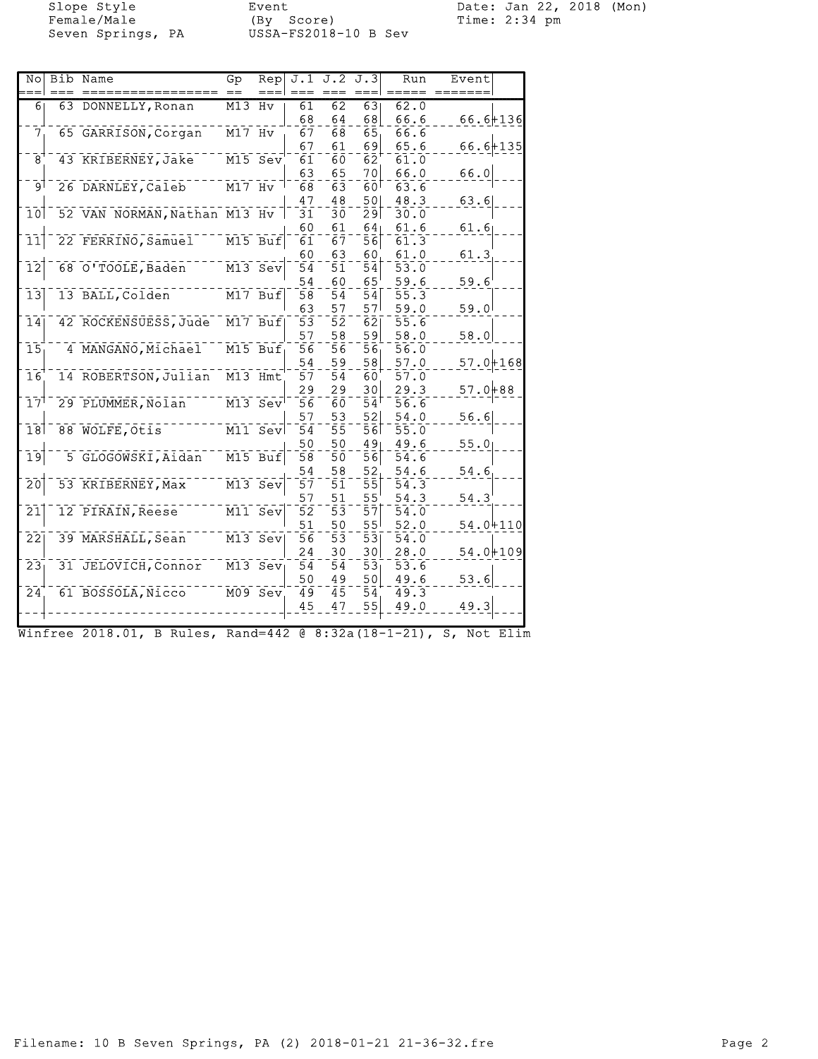Slope Style
Female/Male
Seven Springs, PA

Event
(By Score)
USSA-FS2018-10 B Sev

Date: Jan 22, 2018 (Mon)
Time: 2:34 pm

| No | Bib | Name | Gp | Rep | J.1 | J.2 | J.3 | Run | Event | |
|---|---|---|---|---|---|---|---|---|---|---|
| 6 | 63 | DONNELLY,Ronan | M13 | Hv | 61 | 62 | 63 | 62.0 | | |
| | | | | | 68 | 64 | 68 | 66.6 | 66.6 | +136 |
| 7 | 65 | GARRISON,Corgan | M17 | Hv | 67 | 68 | 65 | 66.6 | | |
| | | | | | 67 | 61 | 69 | 65.6 | 66.6 | +135 |
| 8 | 43 | KRIBERNEY,Jake | M15 | Sev | 61 | 60 | 62 | 61.0 | | |
| | | | | | 63 | 65 | 70 | 66.0 | 66.0 | |
| 9 | 26 | DARNLEY,Caleb | M17 | Hv | 68 | 63 | 60 | 63.6 | | |
| | | | | | 47 | 48 | 50 | 48.3 | 63.6 | |
| 10 | 52 | VAN NORMAN,Nathan | M13 | Hv | 31 | 30 | 29 | 30.0 | | |
| | | | | | 60 | 61 | 64 | 61.6 | 61.6 | |
| 11 | 22 | FERRINO,Samuel | M15 | Buf | 61 | 67 | 56 | 61.3 | | |
| | | | | | 60 | 63 | 60 | 61.0 | 61.3 | |
| 12 | 68 | O'TOOLE,Baden | M13 | Sev | 54 | 51 | 54 | 53.0 | | |
| | | | | | 54 | 60 | 65 | 59.6 | 59.6 | |
| 13 | 13 | BALL,Colden | M17 | Buf | 58 | 54 | 54 | 55.3 | | |
| | | | | | 63 | 57 | 57 | 59.0 | 59.0 | |
| 14 | 42 | ROCKENSUESS,Jude | M17 | Buf | 53 | 52 | 62 | 55.6 | | |
| | | | | | 57 | 58 | 59 | 58.0 | 58.0 | |
| 15 | 4 | MANGANO,Michael | M15 | Buf | 56 | 56 | 56 | 56.0 | | |
| | | | | | 54 | 59 | 58 | 57.0 | 57.0 | +168 |
| 16 | 14 | ROBERTSON,Julian | M13 | Hmt | 57 | 54 | 60 | 57.0 | | |
| | | | | | 29 | 29 | 30 | 29.3 | 57.0 | +88 |
| 17 | 29 | PLUMMER,Nolan | M13 | Sev | 56 | 60 | 54 | 56.6 | | |
| | | | | | 57 | 53 | 52 | 54.0 | 56.6 | |
| 18 | 88 | WOLFE,Otis | M11 | Sev | 54 | 55 | 56 | 55.0 | | |
| | | | | | 50 | 50 | 49 | 49.6 | 55.0 | |
| 19 | 5 | GLOGOWSKI,Aidan | M15 | Buf | 58 | 50 | 56 | 54.6 | | |
| | | | | | 54 | 58 | 52 | 54.6 | 54.6 | |
| 20 | 53 | KRIBERNEY,Max | M13 | Sev | 57 | 51 | 55 | 54.3 | | |
| | | | | | 57 | 51 | 55 | 54.3 | 54.3 | |
| 21 | 12 | PIRAIN,Reese | M11 | Sev | 52 | 53 | 57 | 54.0 | | |
| | | | | | 51 | 50 | 55 | 52.0 | 54.0 | +110 |
| 22 | 39 | MARSHALL,Sean | M13 | Sev | 56 | 53 | 53 | 54.0 | | |
| | | | | | 24 | 30 | 30 | 28.0 | 54.0 | +109 |
| 23 | 31 | JELOVICH,Connor | M13 | Sev | 54 | 54 | 53 | 53.6 | | |
| | | | | | 50 | 49 | 50 | 49.6 | 53.6 | |
| 24 | 61 | BOSSOLA,Nicco | M09 | Sev | 49 | 45 | 54 | 49.3 | | |
| | | | | | 45 | 47 | 55 | 49.0 | 49.3 | |

Winfree 2018.01, B Rules, Rand=442 @ 8:32a(18-1-21), S, Not Elim

Filename: 10 B Seven Springs, PA (2) 2018-01-21 21-36-32.fre